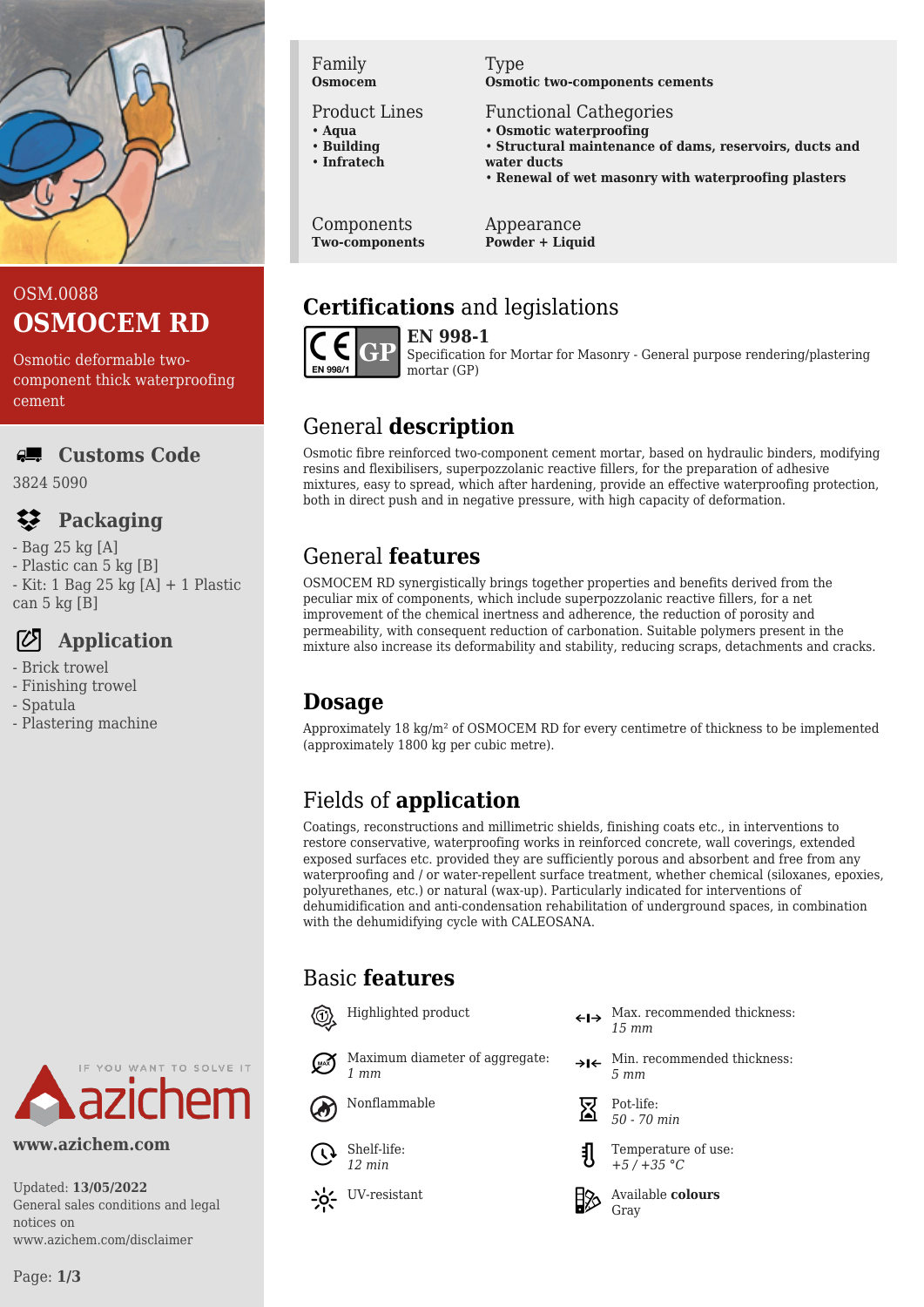OSM.0088

# OSMOCEM RD

Osmotic deformable two-component thick waterproofing cement

### Customs Code

3824 5090

### Packaging

- Bag 25 kg [A]
- Plastic can 5 kg [B]
- Kit: 1 Bag 25 kg [A] + 1 Plastic can 5 kg [B]

### Application

- Brick trowel
- Finishing trowel
- Spatula
- Plastering machine

**www.azichem.com**

Updated: **13/05/2022**
General sales conditions and legal notices on www.azichem.com/disclaimer

| Family | Type |
|---|---|
| **Osmocem** | **Osmotic two-components cements** |

**Product Lines**
- **Aqua**
- **Building**
- **Infratech**

**Functional Cathegories**
- **Osmotic waterproofing**
- **Structural maintenance of dams, reservoirs, ducts and water ducts**
- **Renewal of wet masonry with waterproofing plasters**

| Components | Appearance |
|---|---|
| **Two-components** | **Powder + Liquid** |

## Certifications and legislations

**EN 998-1**
Specification for Mortar for Masonry - General purpose rendering/plastering mortar (GP)

## General description

Osmotic fibre reinforced two-component cement mortar, based on hydraulic binders, modifying resins and flexibilisers, superpozzolanic reactive fillers, for the preparation of adhesive mixtures, easy to spread, which after hardening, provide an effective waterproofing protection, both in direct push and in negative pressure, with high capacity of deformation.

## General features

OSMOCEM RD synergistically brings together properties and benefits derived from the peculiar mix of components, which include superpozzolanic reactive fillers, for a net improvement of the chemical inertness and adherence, the reduction of porosity and permeability, with consequent reduction of carbonation. Suitable polymers present in the mixture also increase its deformability and stability, reducing scraps, detachments and cracks.

## Dosage

Approximately 18 kg/m² of OSMOCEM RD for every centimetre of thickness to be implemented (approximately 1800 kg per cubic metre).

## Fields of application

Coatings, reconstructions and millimetric shields, finishing coats etc., in interventions to restore conservative, waterproofing works in reinforced concrete, wall coverings, extended exposed surfaces etc. provided they are sufficiently porous and absorbent and free from any waterproofing and / or water-repellent surface treatment, whether chemical (siloxanes, epoxies, polyurethanes, etc.) or natural (wax-up). Particularly indicated for interventions of dehumidification and anti-condensation rehabilitation of underground spaces, in combination with the dehumidifying cycle with CALEOSANA.

## Basic features

- Highlighted product
- Max. recommended thickness: *15 mm*
- Maximum diameter of aggregate: *1 mm*
- Min. recommended thickness: *5 mm*
- Nonflammable
- Pot-life: *50 - 70 min*
- Shelf-life: *12 min*
- Temperature of use: *+5 / +35 °C*
- UV-resistant
- Available **colours**: Gray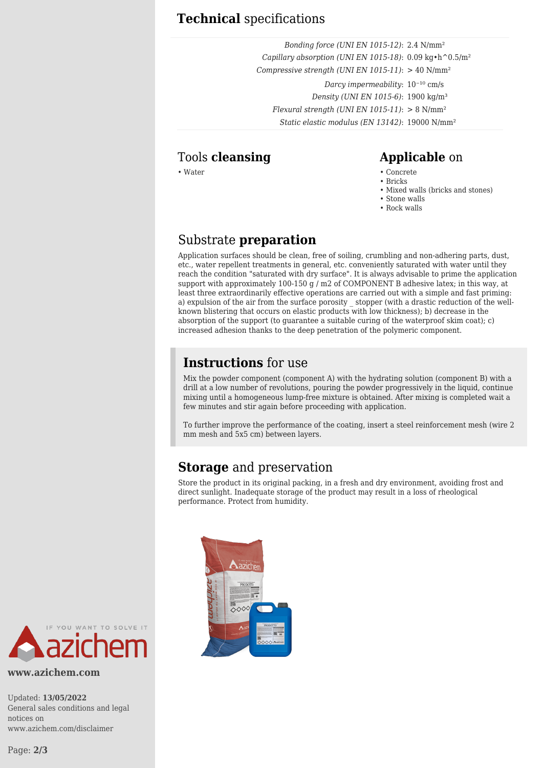## **Technical** specifications

| | |
|---|---|
| *Bonding force (UNI EN 1015-12)*: | 2.4 $N/mm^2$ |
| *Capillary absorption (UNI EN 1015-18)*: | 0.09 kg•h^0.5/$m^2$ |
| *Compressive strength (UNI EN 1015-11)*: | > 40 $N/mm^2$ |
| *Darcy impermeability*: | $10^{-10}$ cm/s |
| *Density (UNI EN 1015-6)*: | 1900 $kg/m^3$ |
| *Flexural strength (UNI EN 1015-11)*: | > 8 $N/mm^2$ |
| *Static elastic modulus (EN 13142)*: | 19000 $N/mm^2$ |

## Tools **cleansing**

- Water

## **Applicable** on

- Concrete
- Bricks
- Mixed walls (bricks and stones)
- Stone walls
- Rock walls

## Substrate **preparation**

Application surfaces should be clean, free of soiling, crumbling and non-adhering parts, dust, etc., water repellent treatments in general, etc. conveniently saturated with water until they reach the condition "saturated with dry surface". It is always advisable to prime the application support with approximately 100-150 g / m2 of COMPONENT B adhesive latex; in this way, at least three extraordinarily effective operations are carried out with a simple and fast priming: a) expulsion of the air from the surface porosity _ stopper (with a drastic reduction of the well-known blistering that occurs on elastic products with low thickness); b) decrease in the absorption of the support (to guarantee a suitable curing of the waterproof skim coat); c) increased adhesion thanks to the deep penetration of the polymeric component.

## **Instructions** for use

Mix the powder component (component A) with the hydrating solution (component B) with a drill at a low number of revolutions, pouring the powder progressively in the liquid, continue mixing until a homogeneous lump-free mixture is obtained. After mixing is completed wait a few minutes and stir again before proceeding with application.

To further improve the performance of the coating, insert a steel reinforcement mesh (wire 2 mm mesh and 5x5 cm) between layers.

## **Storage** and preservation

Store the product in its original packing, in a fresh and dry environment, avoiding frost and direct sunlight. Inadequate storage of the product may result in a loss of rheological performance. Protect from humidity.

**www.azichem.com**

Updated: **13/05/2022**
General sales conditions and legal notices on www.azichem.com/disclaimer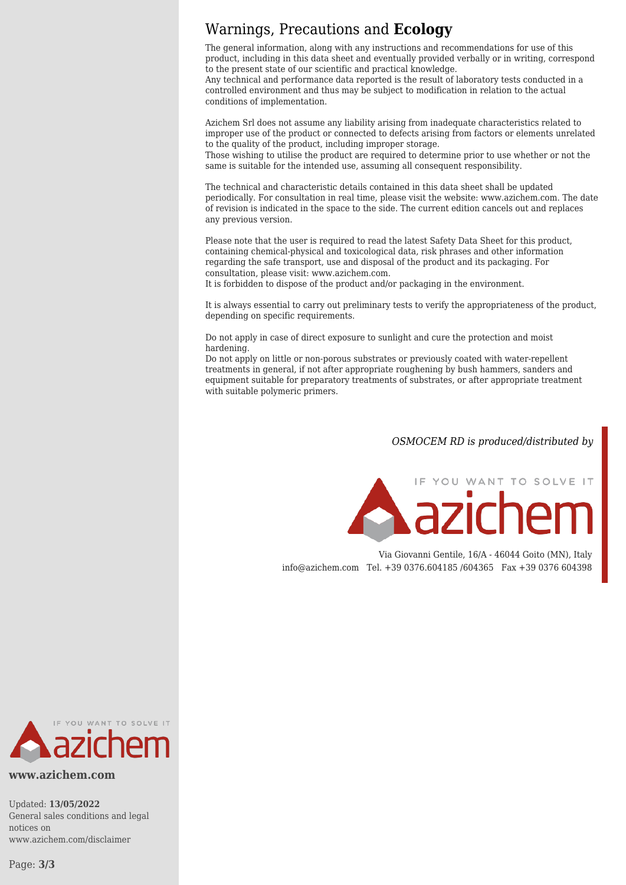# Warnings, Precautions and **Ecology**

The general information, along with any instructions and recommendations for use of this product, including in this data sheet and eventually provided verbally or in writing, correspond to the present state of our scientific and practical knowledge.
Any technical and performance data reported is the result of laboratory tests conducted in a controlled environment and thus may be subject to modification in relation to the actual conditions of implementation.

Azichem Srl does not assume any liability arising from inadequate characteristics related to improper use of the product or connected to defects arising from factors or elements unrelated to the quality of the product, including improper storage.
Those wishing to utilise the product are required to determine prior to use whether or not the same is suitable for the intended use, assuming all consequent responsibility.

The technical and characteristic details contained in this data sheet shall be updated periodically. For consultation in real time, please visit the website: www.azichem.com. The date of revision is indicated in the space to the side. The current edition cancels out and replaces any previous version.

Please note that the user is required to read the latest Safety Data Sheet for this product, containing chemical-physical and toxicological data, risk phrases and other information regarding the safe transport, use and disposal of the product and its packaging. For consultation, please visit: www.azichem.com.
It is forbidden to dispose of the product and/or packaging in the environment.

It is always essential to carry out preliminary tests to verify the appropriateness of the product, depending on specific requirements.

Do not apply in case of direct exposure to sunlight and cure the protection and moist hardening.
Do not apply on little or non-porous substrates or previously coated with water-repellent treatments in general, if not after appropriate roughening by bush hammers, sanders and equipment suitable for preparatory treatments of substrates, or after appropriate treatment with suitable polymeric primers.

*OSMOCEM RD is produced/distributed by*

IF YOU WANT TO SOLVE IT
azichem

Via Giovanni Gentile, 16/A - 46044 Goito (MN), Italy
info@azichem.com Tel. +39 0376.604185 /604365 Fax +39 0376 604398

IF YOU WANT TO SOLVE IT
azichem

**www.azichem.com**

Updated: **13/05/2022**
General sales conditions and legal notices on www.azichem.com/disclaimer